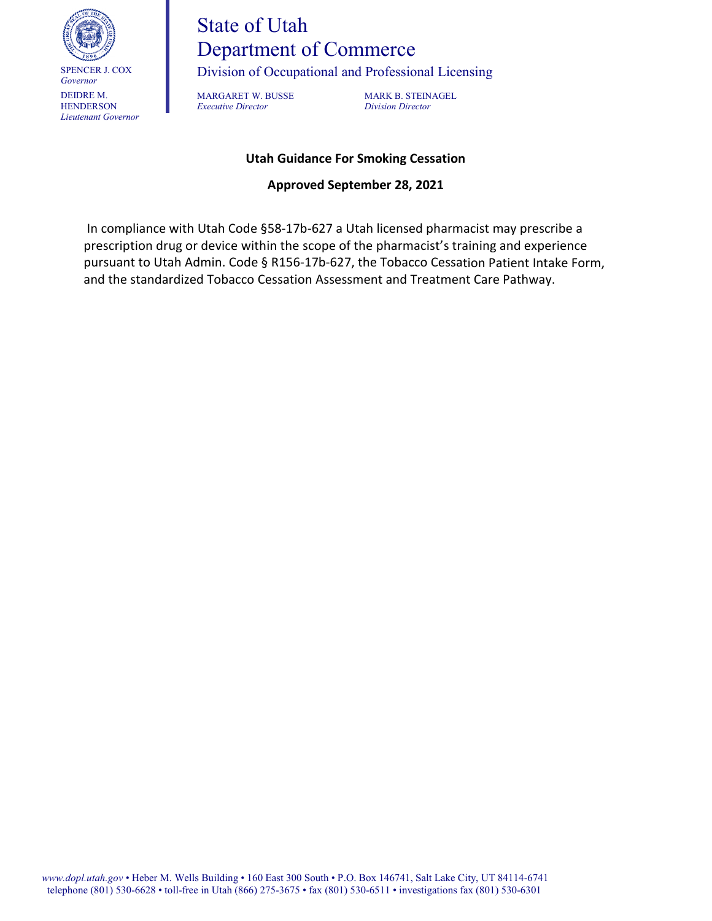SPENCER J. COX
*Governor*

DEIDRE M. HENDERSON
*Lieutenant Governor*

# State of Utah
# Department of Commerce

Division of Occupational and Professional Licensing

MARGARET W. BUSSE
*Executive Director*

MARK B. STEINAGEL
*Division Director*

**Utah Guidance For Smoking Cessation**

**Approved September 28, 2021**

In compliance with Utah Code §58-17b-627 a Utah licensed pharmacist may prescribe a prescription drug or device within the scope of the pharmacist's training and experience pursuant to Utah Admin. Code § R156-17b-627, the Tobacco Cessation Patient Intake Form, and the standardized Tobacco Cessation Assessment and Treatment Care Pathway.

*www.dopl.utah.gov* • Heber M. Wells Building • 160 East 300 South • P.O. Box 146741, Salt Lake City, UT 84114-6741
telephone (801) 530-6628 • toll-free in Utah (866) 275-3675 • fax (801) 530-6511 • investigations fax (801) 530-6301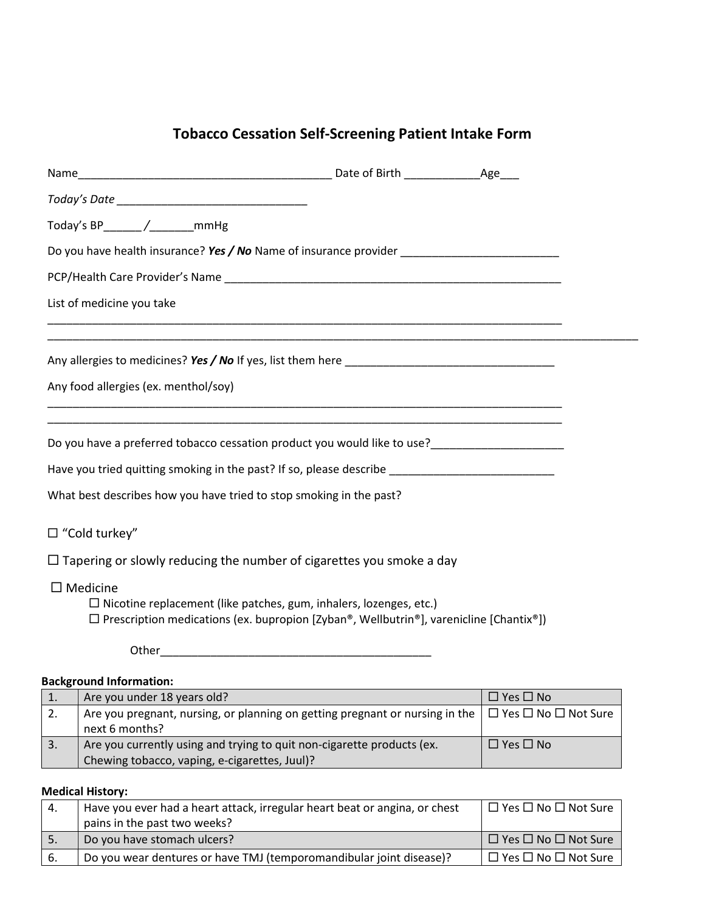# Tobacco Cessation Self-Screening Patient Intake Form

Name_________________________________________ Date of Birth ____________Age___

*Today's Date* _______________________________

Today's BP______/_______mmHg

Do you have health insurance? ***Yes / No*** Name of insurance provider __________________________

PCP/Health Care Provider's Name ________________________________________________________

List of medicine you take

________________________________________________________________________________________

____________________________________________________________________________________________________

Any allergies to medicines? ***Yes / No*** If yes, list them here __________________________________

Any food allergies (ex. menthol/soy)

________________________________________________________________________________________

________________________________________________________________________________________

Do you have a preferred tobacco cessation product you would like to use?_____________________

Have you tried quitting smoking in the past? If so, please describe ___________________________

What best describes how you have tried to stop smoking in the past?

☐ "Cold turkey"

☐ Tapering or slowly reducing the number of cigarettes you smoke a day

☐ Medicine
- ☐ Nicotine replacement (like patches, gum, inhalers, lozenges, etc.)
- ☐ Prescription medications (ex. bupropion [Zyban®, Wellbutrin®], varenicline [Chantix®])

Other_____________________________________________

**Background Information:**

| | | |
|---|---|---|
| 1. | Are you under 18 years old? | ☐ Yes ☐ No |
| 2. | Are you pregnant, nursing, or planning on getting pregnant or nursing in the next 6 months? | ☐ Yes ☐ No ☐ Not Sure |
| 3. | Are you currently using and trying to quit non-cigarette products (ex. Chewing tobacco, vaping, e-cigarettes, Juul)? | ☐ Yes ☐ No |

**Medical History:**

| | | |
|---|---|---|
| 4. | Have you ever had a heart attack, irregular heart beat or angina, or chest pains in the past two weeks? | ☐ Yes ☐ No ☐ Not Sure |
| 5. | Do you have stomach ulcers? | ☐ Yes ☐ No ☐ Not Sure |
| 6. | Do you wear dentures or have TMJ (temporomandibular joint disease)? | ☐ Yes ☐ No ☐ Not Sure |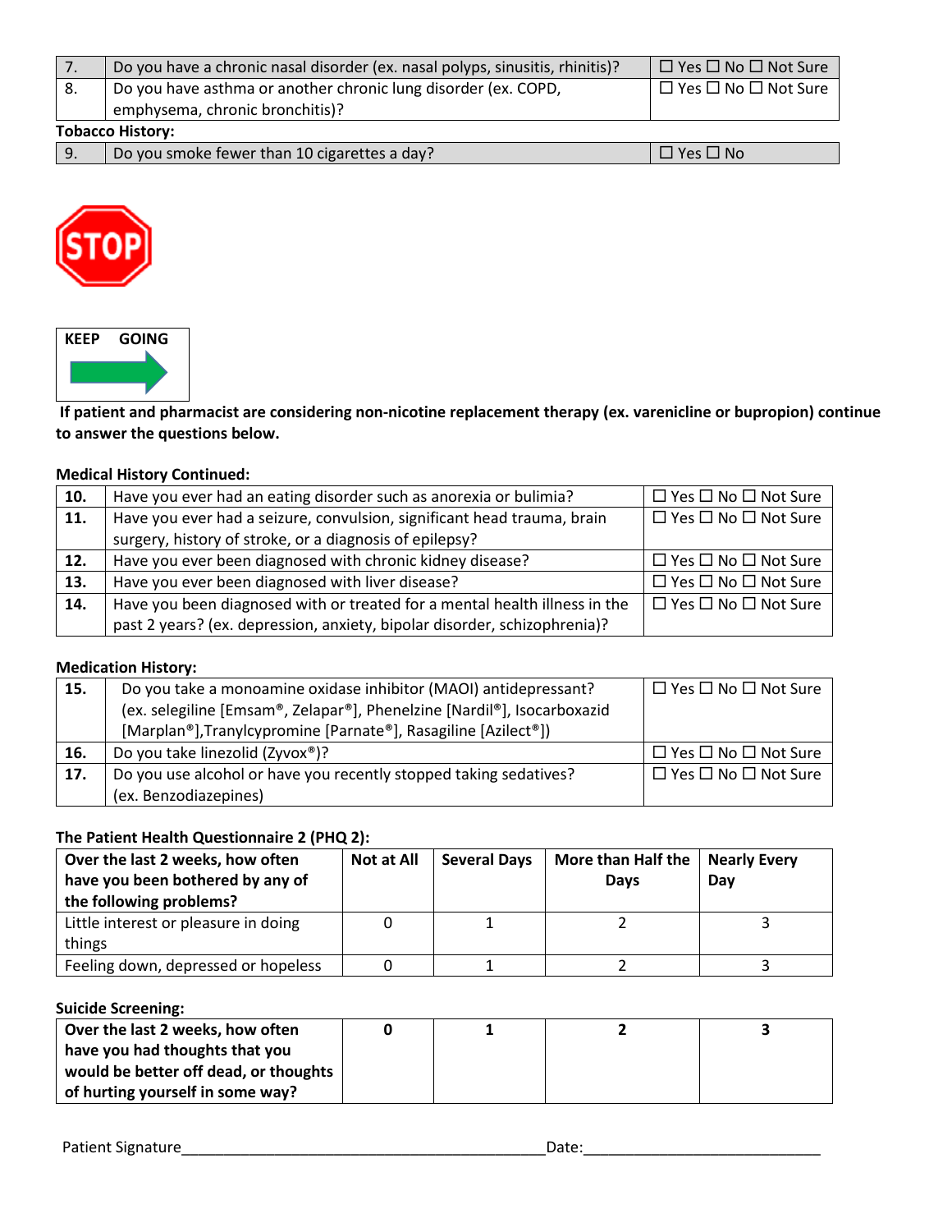| 7. | Do you have a chronic nasal disorder (ex. nasal polyps, sinusitis, rhinitis)? | ☐ Yes ☐ No ☐ Not Sure |
|---|---|---|
| 8. | Do you have asthma or another chronic lung disorder (ex. COPD, emphysema, chronic bronchitis)? | ☐ Yes ☐ No ☐ Not Sure |

**Tobacco History:**

| 9. | Do you smoke fewer than 10 cigarettes a day? | ☐ Yes ☐ No |
|---|---|---|

STOP

KEEP GOING

**If patient and pharmacist are considering non-nicotine replacement therapy (ex. varenicline or bupropion) continue to answer the questions below.**

**Medical History Continued:**

| **10.** | Have you ever had an eating disorder such as anorexia or bulimia? | ☐ Yes ☐ No ☐ Not Sure |
|---|---|---|
| **11.** | Have you ever had a seizure, convulsion, significant head trauma, brain surgery, history of stroke, or a diagnosis of epilepsy? | ☐ Yes ☐ No ☐ Not Sure |
| **12.** | Have you ever been diagnosed with chronic kidney disease? | ☐ Yes ☐ No ☐ Not Sure |
| **13.** | Have you ever been diagnosed with liver disease? | ☐ Yes ☐ No ☐ Not Sure |
| **14.** | Have you been diagnosed with or treated for a mental health illness in the past 2 years? (ex. depression, anxiety, bipolar disorder, schizophrenia)? | ☐ Yes ☐ No ☐ Not Sure |

**Medication History:**

| **15.** | Do you take a monoamine oxidase inhibitor (MAOI) antidepressant? (ex. selegiline [Emsam®, Zelapar®], Phenelzine [Nardil®], Isocarboxazid [Marplan®],Tranylcypromine [Parnate®], Rasagiline [Azilect®]) | ☐ Yes ☐ No ☐ Not Sure |
|---|---|---|
| **16.** | Do you take linezolid (Zyvox®)? | ☐ Yes ☐ No ☐ Not Sure |
| **17.** | Do you use alcohol or have you recently stopped taking sedatives? (ex. Benzodiazepines) | ☐ Yes ☐ No ☐ Not Sure |

**The Patient Health Questionnaire 2 (PHQ 2):**

| **Over the last 2 weeks, how often have you been bothered by any of the following problems?** | **Not at All** | **Several Days** | **More than Half the Days** | **Nearly Every Day** |
|---|---|---|---|---|
| Little interest or pleasure in doing things | 0 | 1 | 2 | 3 |
| Feeling down, depressed or hopeless | 0 | 1 | 2 | 3 |

**Suicide Screening:**

| **Over the last 2 weeks, how often have you had thoughts that you would be better off dead, or thoughts of hurting yourself in some way?** | **0** | **1** | **2** | **3** |
|---|---|---|---|---|

Patient Signature_____________________________________________Date:_____________________________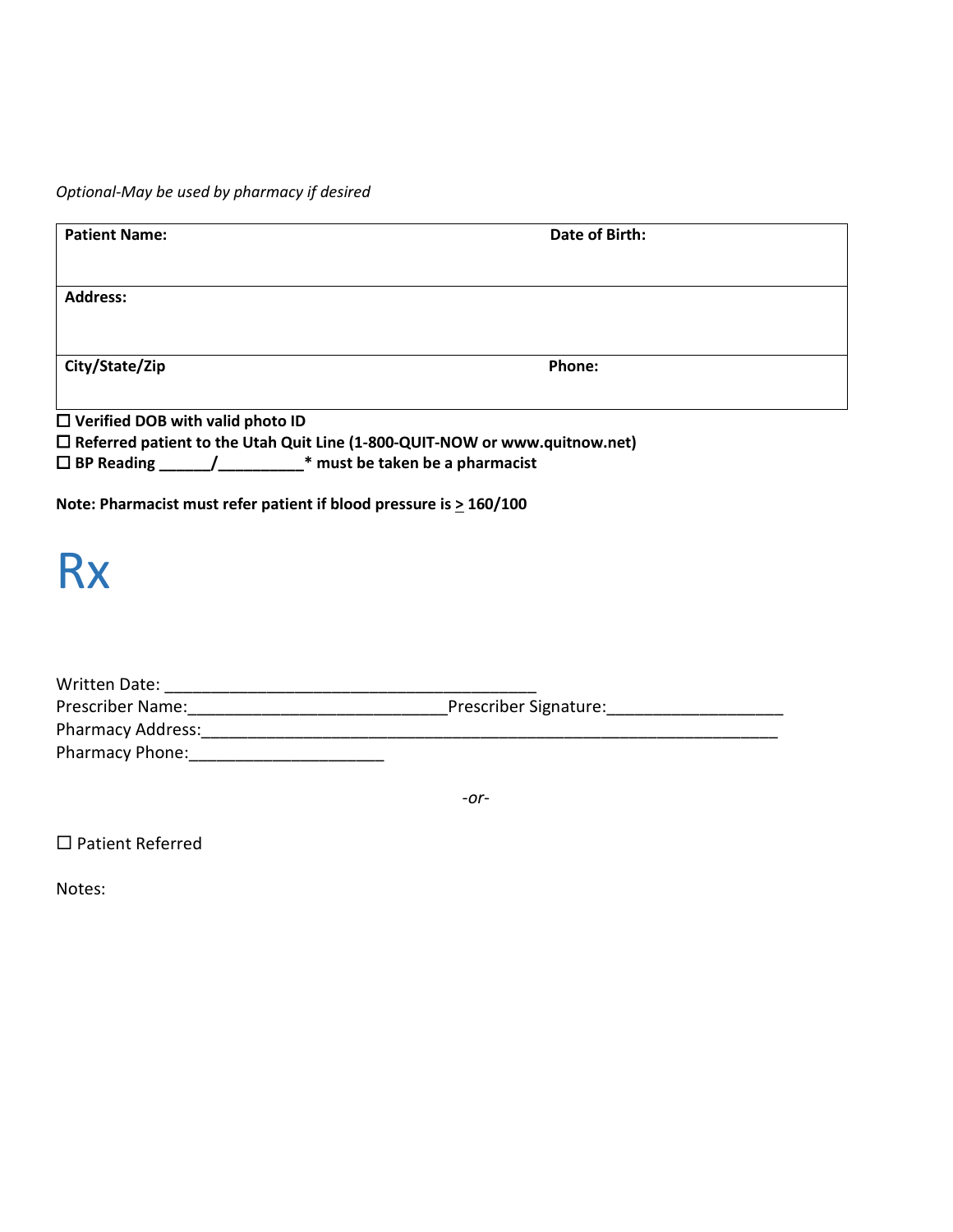*Optional-May be used by pharmacy if desired*

| **Patient Name:** | **Date of Birth:** |
|---|---|
| **Address:** | |
| **City/State/Zip** | **Phone:** |

☐ **Verified DOB with valid photo ID**
☐ **Referred patient to the Utah Quit Line (1-800-QUIT-NOW or www.quitnow.net)**
☐ **BP Reading ______/__________* must be taken be a pharmacist**

**Note: Pharmacist must refer patient if blood pressure is ≥ 160/100**

# Rx

Written Date: ________________________________________
Prescriber Name:____________________________Prescriber Signature:___________________
Pharmacy Address:_______________________________________________________________
Pharmacy Phone:_____________________

*-or-*

☐ Patient Referred

Notes: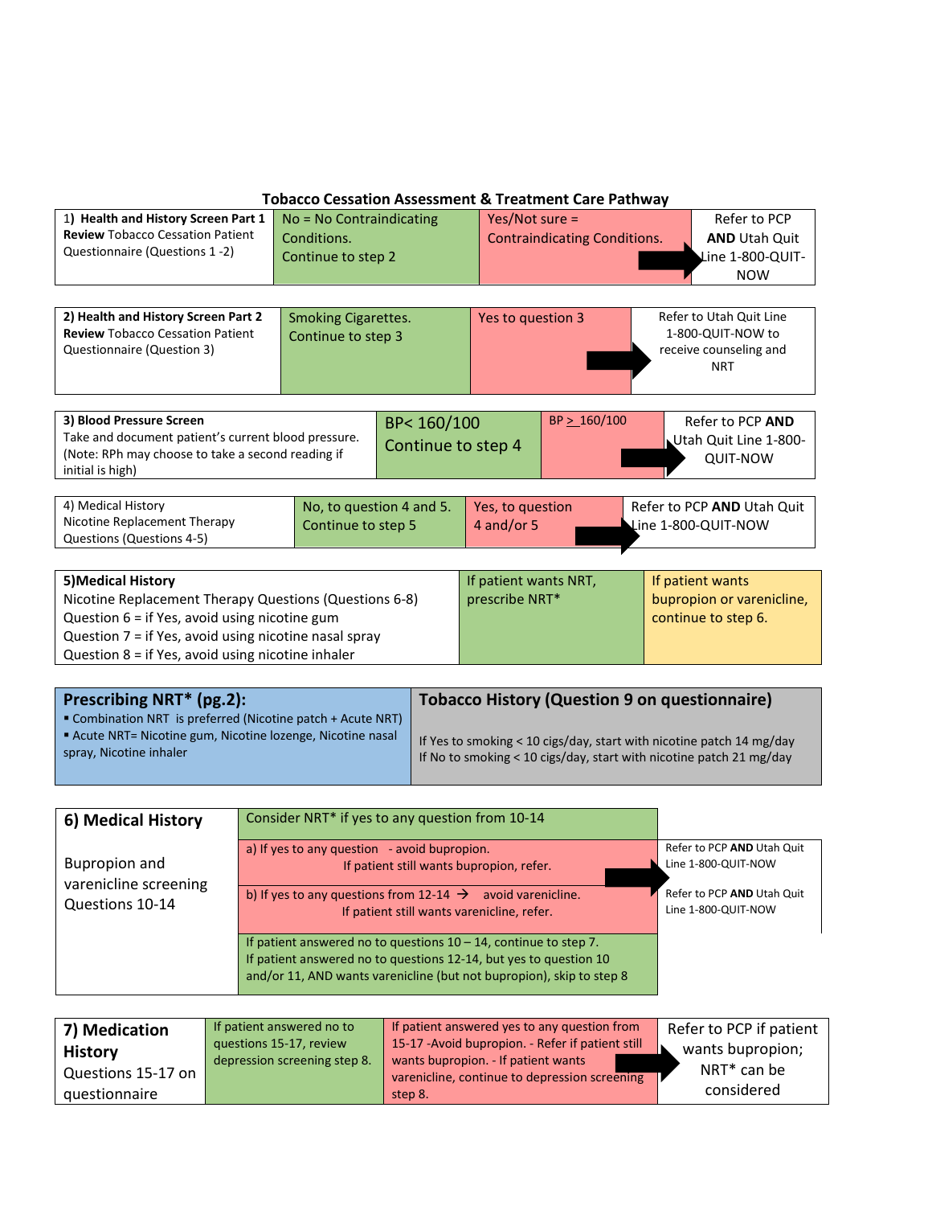## Tobacco Cessation Assessment & Treatment Care Pathway

| 1) **Health and History Screen Part 1** **Review** Tobacco Cessation Patient Questionnaire (Questions 1 -2) | No = No Contraindicating Conditions. Continue to step 2 | Yes/Not sure = Contraindicating Conditions. | Refer to PCP **AND** Utah Quit Line 1-800-QUIT-NOW |
|---|---|---|---|

| **2) Health and History Screen Part 2** **Review** Tobacco Cessation Patient Questionnaire (Question 3) | Smoking Cigarettes. Continue to step 3 | Yes to question 3 | Refer to Utah Quit Line 1-800-QUIT-NOW to receive counseling and NRT |
|---|---|---|---|

| **3) Blood Pressure Screen** Take and document patient's current blood pressure. (Note: RPh may choose to take a second reading if initial is high) | BP< 160/100 Continue to step 4 | BP ≥ 160/100 | Refer to PCP **AND** Utah Quit Line 1-800-QUIT-NOW |
|---|---|---|---|

| 4) Medical History Nicotine Replacement Therapy Questions (Questions 4-5) | No, to question 4 and 5. Continue to step 5 | Yes, to question 4 and/or 5 | Refer to PCP **AND** Utah Quit Line 1-800-QUIT-NOW |
|---|---|---|---|

| **5)Medical History** Nicotine Replacement Therapy Questions (Questions 6-8) Question 6 = if Yes, avoid using nicotine gum Question 7 = if Yes, avoid using nicotine nasal spray Question 8 = if Yes, avoid using nicotine inhaler | If patient wants NRT, prescribe NRT* | If patient wants bupropion or varenicline, continue to step 6. |
|---|---|---|

| **Prescribing NRT* (pg.2):** | **Tobacco History (Question 9 on questionnaire)** |
|---|---|
| ▪ Combination NRT is preferred (Nicotine patch + Acute NRT) ▪ Acute NRT= Nicotine gum, Nicotine lozenge, Nicotine nasal spray, Nicotine inhaler | If Yes to smoking < 10 cigs/day, start with nicotine patch 14 mg/day If No to smoking < 10 cigs/day, start with nicotine patch 21 mg/day |

| **6) Medical History** | Consider NRT* if yes to any question from 10-14 | |
|---|---|---|
| Bupropion and varenicline screening Questions 10-14 | a) If yes to any question - avoid bupropion. If patient still wants bupropion, refer. | Refer to PCP **AND** Utah Quit Line 1-800-QUIT-NOW |
| | b) If yes to any questions from 12-14 → avoid varenicline. If patient still wants varenicline, refer. | Refer to PCP **AND** Utah Quit Line 1-800-QUIT-NOW |
| | If patient answered no to questions 10 – 14, continue to step 7. If patient answered no to questions 12-14, but yes to question 10 and/or 11, AND wants varenicline (but not bupropion), skip to step 8 | |

| **7) Medication History** Questions 15-17 on questionnaire | If patient answered no to questions 15-17, review depression screening step 8. | If patient answered yes to any question from 15-17 -Avoid bupropion. - Refer if patient still wants bupropion. - If patient wants varenicline, continue to depression screening step 8. | Refer to PCP if patient wants bupropion; NRT* can be considered |
|---|---|---|---|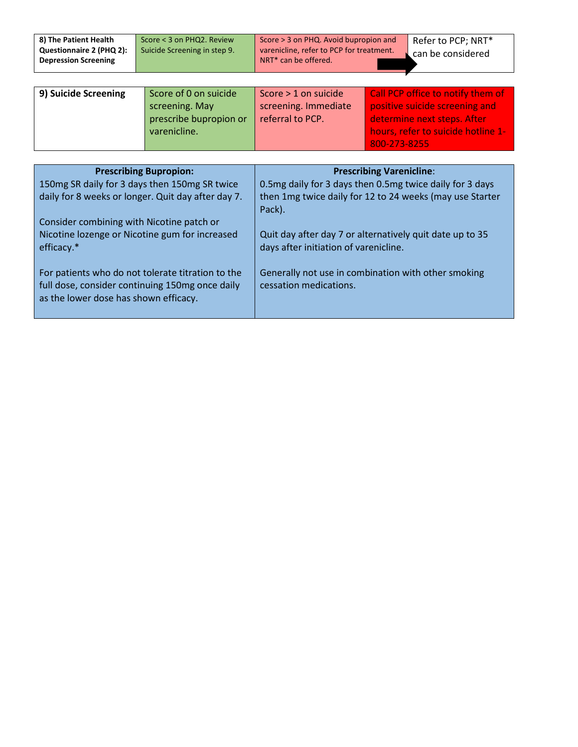| 8) The Patient Health Questionnaire 2 (PHQ 2): Depression Screening | Score < 3 on PHQ2. Review Suicide Screening in step 9. | Score > 3 on PHQ. Avoid bupropion and varenicline, refer to PCP for treatment. NRT* can be offered. | Refer to PCP; NRT* can be considered |
|---|---|---|---|

| 9) Suicide Screening | Score of 0 on suicide screening. May prescribe bupropion or varenicline. | Score > 1 on suicide screening. Immediate referral to PCP. | Call PCP office to notify them of positive suicide screening and determine next steps. After hours, refer to suicide hotline 1-800-273-8255 |
|---|---|---|---|

| Prescribing Bupropion: | Prescribing Varenicline: |
|---|---|
| 150mg SR daily for 3 days then 150mg SR twice daily for 8 weeks or longer. Quit day after day 7.<br><br>Consider combining with Nicotine patch or Nicotine lozenge or Nicotine gum for increased efficacy.*<br><br>For patients who do not tolerate titration to the full dose, consider continuing 150mg once daily as the lower dose has shown efficacy. | 0.5mg daily for 3 days then 0.5mg twice daily for 3 days then 1mg twice daily for 12 to 24 weeks (may use Starter Pack).<br><br>Quit day after day 7 or alternatively quit date up to 35 days after initiation of varenicline.<br><br>Generally not use in combination with other smoking cessation medications. |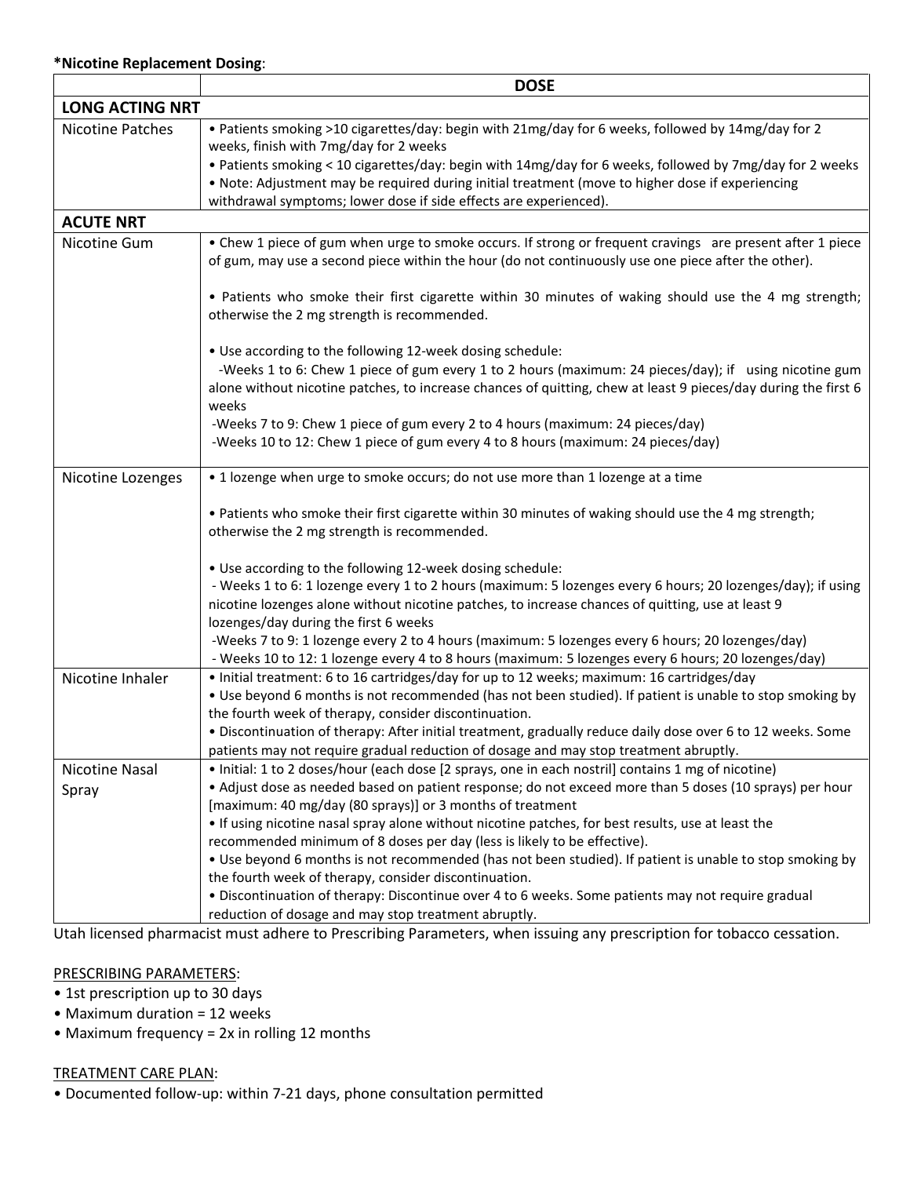**\*Nicotine Replacement Dosing**:

| | DOSE |
|---|---|
| **LONG ACTING NRT** | |
| Nicotine Patches | • Patients smoking >10 cigarettes/day: begin with 21mg/day for 6 weeks, followed by 14mg/day for 2 weeks, finish with 7mg/day for 2 weeks<br>• Patients smoking < 10 cigarettes/day: begin with 14mg/day for 6 weeks, followed by 7mg/day for 2 weeks<br>• Note: Adjustment may be required during initial treatment (move to higher dose if experiencing withdrawal symptoms; lower dose if side effects are experienced). |
| **ACUTE NRT** | |
| Nicotine Gum | • Chew 1 piece of gum when urge to smoke occurs. If strong or frequent cravings are present after 1 piece of gum, may use a second piece within the hour (do not continuously use one piece after the other).<br><br>• Patients who smoke their first cigarette within 30 minutes of waking should use the 4 mg strength; otherwise the 2 mg strength is recommended.<br><br>• Use according to the following 12-week dosing schedule:<br>-Weeks 1 to 6: Chew 1 piece of gum every 1 to 2 hours (maximum: 24 pieces/day); if using nicotine gum alone without nicotine patches, to increase chances of quitting, chew at least 9 pieces/day during the first 6 weeks<br>-Weeks 7 to 9: Chew 1 piece of gum every 2 to 4 hours (maximum: 24 pieces/day)<br>-Weeks 10 to 12: Chew 1 piece of gum every 4 to 8 hours (maximum: 24 pieces/day) |
| Nicotine Lozenges | • 1 lozenge when urge to smoke occurs; do not use more than 1 lozenge at a time<br><br>• Patients who smoke their first cigarette within 30 minutes of waking should use the 4 mg strength; otherwise the 2 mg strength is recommended.<br><br>• Use according to the following 12-week dosing schedule:<br>- Weeks 1 to 6: 1 lozenge every 1 to 2 hours (maximum: 5 lozenges every 6 hours; 20 lozenges/day); if using nicotine lozenges alone without nicotine patches, to increase chances of quitting, use at least 9 lozenges/day during the first 6 weeks<br>-Weeks 7 to 9: 1 lozenge every 2 to 4 hours (maximum: 5 lozenges every 6 hours; 20 lozenges/day)<br>- Weeks 10 to 12: 1 lozenge every 4 to 8 hours (maximum: 5 lozenges every 6 hours; 20 lozenges/day) |
| Nicotine Inhaler | • Initial treatment: 6 to 16 cartridges/day for up to 12 weeks; maximum: 16 cartridges/day<br>• Use beyond 6 months is not recommended (has not been studied). If patient is unable to stop smoking by the fourth week of therapy, consider discontinuation.<br>• Discontinuation of therapy: After initial treatment, gradually reduce daily dose over 6 to 12 weeks. Some patients may not require gradual reduction of dosage and may stop treatment abruptly. |
| Nicotine Nasal Spray | • Initial: 1 to 2 doses/hour (each dose [2 sprays, one in each nostril] contains 1 mg of nicotine)<br>• Adjust dose as needed based on patient response; do not exceed more than 5 doses (10 sprays) per hour [maximum: 40 mg/day (80 sprays)] or 3 months of treatment<br>• If using nicotine nasal spray alone without nicotine patches, for best results, use at least the recommended minimum of 8 doses per day (less is likely to be effective).<br>• Use beyond 6 months is not recommended (has not been studied). If patient is unable to stop smoking by the fourth week of therapy, consider discontinuation.<br>• Discontinuation of therapy: Discontinue over 4 to 6 weeks. Some patients may not require gradual reduction of dosage and may stop treatment abruptly. |

Utah licensed pharmacist must adhere to Prescribing Parameters, when issuing any prescription for tobacco cessation.

PRESCRIBING PARAMETERS:

- 1st prescription up to 30 days
- Maximum duration = 12 weeks
- Maximum frequency = 2x in rolling 12 months

TREATMENT CARE PLAN:

- Documented follow-up: within 7-21 days, phone consultation permitted